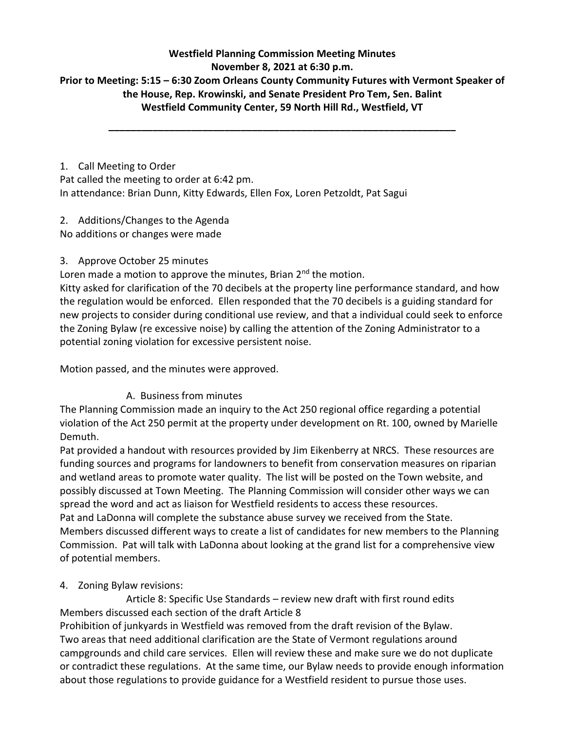**Westfield Planning Commission Meeting Minutes**
**November 8, 2021 at 6:30 p.m.**
**Prior to Meeting: 5:15 – 6:30 Zoom Orleans County Community Futures with Vermont Speaker of the House, Rep. Krowinski, and Senate President Pro Tem, Sen. Balint**
**Westfield Community Center, 59 North Hill Rd., Westfield, VT**

---

1. Call Meeting to Order

Pat called the meeting to order at 6:42 pm.
In attendance: Brian Dunn, Kitty Edwards, Ellen Fox, Loren Petzoldt, Pat Sagui

2. Additions/Changes to the Agenda

No additions or changes were made

3. Approve October 25 minutes

Loren made a motion to approve the minutes, Brian 2nd the motion.
Kitty asked for clarification of the 70 decibels at the property line performance standard, and how the regulation would be enforced. Ellen responded that the 70 decibels is a guiding standard for new projects to consider during conditional use review, and that a individual could seek to enforce the Zoning Bylaw (re excessive noise) by calling the attention of the Zoning Administrator to a potential zoning violation for excessive persistent noise.

Motion passed, and the minutes were approved.

A. Business from minutes

The Planning Commission made an inquiry to the Act 250 regional office regarding a potential violation of the Act 250 permit at the property under development on Rt. 100, owned by Marielle Demuth.
Pat provided a handout with resources provided by Jim Eikenberry at NRCS. These resources are funding sources and programs for landowners to benefit from conservation measures on riparian and wetland areas to promote water quality. The list will be posted on the Town website, and possibly discussed at Town Meeting. The Planning Commission will consider other ways we can spread the word and act as liaison for Westfield residents to access these resources.
Pat and LaDonna will complete the substance abuse survey we received from the State.
Members discussed different ways to create a list of candidates for new members to the Planning Commission. Pat will talk with LaDonna about looking at the grand list for a comprehensive view of potential members.

4. Zoning Bylaw revisions:

Article 8: Specific Use Standards – review new draft with first round edits

Members discussed each section of the draft Article 8
Prohibition of junkyards in Westfield was removed from the draft revision of the Bylaw.
Two areas that need additional clarification are the State of Vermont regulations around campgrounds and child care services. Ellen will review these and make sure we do not duplicate or contradict these regulations. At the same time, our Bylaw needs to provide enough information about those regulations to provide guidance for a Westfield resident to pursue those uses.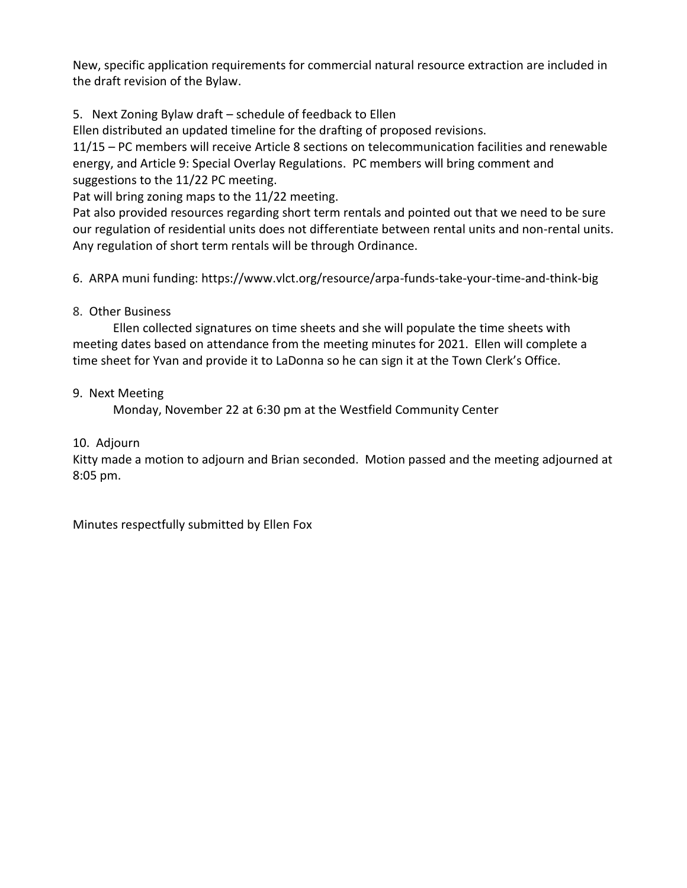New, specific application requirements for commercial natural resource extraction are included in the draft revision of the Bylaw.

5. Next Zoning Bylaw draft – schedule of feedback to Ellen

Ellen distributed an updated timeline for the drafting of proposed revisions.

11/15 – PC members will receive Article 8 sections on telecommunication facilities and renewable energy, and Article 9: Special Overlay Regulations. PC members will bring comment and suggestions to the 11/22 PC meeting.

Pat will bring zoning maps to the 11/22 meeting.

Pat also provided resources regarding short term rentals and pointed out that we need to be sure our regulation of residential units does not differentiate between rental units and non-rental units. Any regulation of short term rentals will be through Ordinance.

6. ARPA muni funding: https://www.vlct.org/resource/arpa-funds-take-your-time-and-think-big

8. Other Business

Ellen collected signatures on time sheets and she will populate the time sheets with meeting dates based on attendance from the meeting minutes for 2021. Ellen will complete a time sheet for Yvan and provide it to LaDonna so he can sign it at the Town Clerk's Office.

9. Next Meeting

Monday, November 22 at 6:30 pm at the Westfield Community Center

10. Adjourn

Kitty made a motion to adjourn and Brian seconded. Motion passed and the meeting adjourned at 8:05 pm.

Minutes respectfully submitted by Ellen Fox